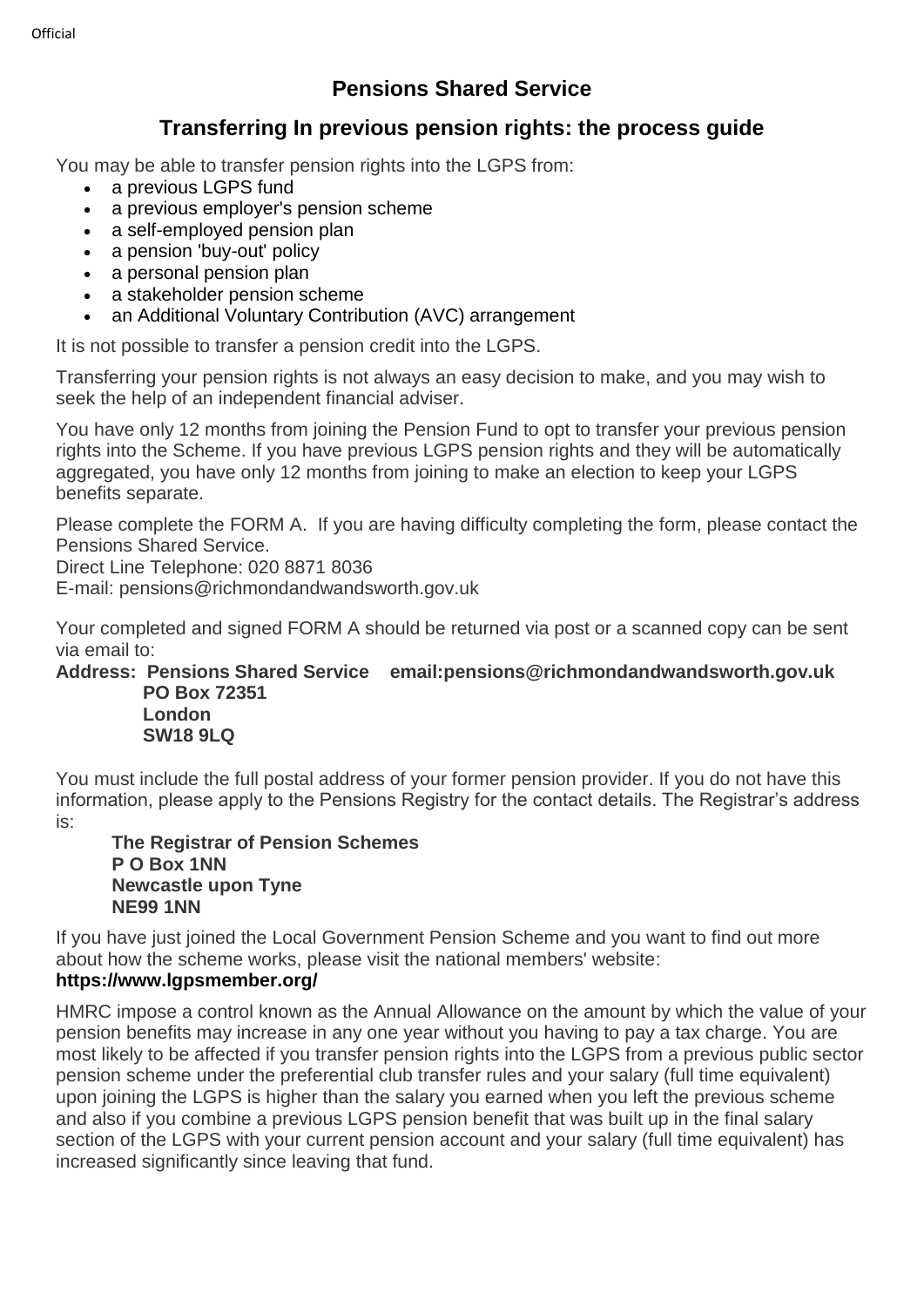# Pensions Shared Service

## Transferring In previous pension rights: the process guide

You may be able to transfer pension rights into the LGPS from:

- a previous LGPS fund
- a previous employer's pension scheme
- a self-employed pension plan
- a pension 'buy-out' policy
- a personal pension plan
- a stakeholder pension scheme
- an Additional Voluntary Contribution (AVC) arrangement

It is not possible to transfer a pension credit into the LGPS.

Transferring your pension rights is not always an easy decision to make, and you may wish to seek the help of an independent financial adviser.

You have only 12 months from joining the Pension Fund to opt to transfer your previous pension rights into the Scheme. If you have previous LGPS pension rights and they will be automatically aggregated, you have only 12 months from joining to make an election to keep your LGPS benefits separate.

Please complete the FORM A. If you are having difficulty completing the form, please contact the Pensions Shared Service.
Direct Line Telephone: 020 8871 8036
E-mail: pensions@richmondandwandsworth.gov.uk

Your completed and signed FORM A should be returned via post or a scanned copy can be sent via email to:

**Address: Pensions Shared Service**
**PO Box 72351**
**London**
**SW18 9LQ**

**email:pensions@richmondandwandsworth.gov.uk**

You must include the full postal address of your former pension provider. If you do not have this information, please apply to the Pensions Registry for the contact details. The Registrar's address is:

**The Registrar of Pension Schemes**
**P O Box 1NN**
**Newcastle upon Tyne**
**NE99 1NN**

If you have just joined the Local Government Pension Scheme and you want to find out more about how the scheme works, please visit the national members' website:
**https://www.lgpsmember.org/**

HMRC impose a control known as the Annual Allowance on the amount by which the value of your pension benefits may increase in any one year without you having to pay a tax charge. You are most likely to be affected if you transfer pension rights into the LGPS from a previous public sector pension scheme under the preferential club transfer rules and your salary (full time equivalent) upon joining the LGPS is higher than the salary you earned when you left the previous scheme and also if you combine a previous LGPS pension benefit that was built up in the final salary section of the LGPS with your current pension account and your salary (full time equivalent) has increased significantly since leaving that fund.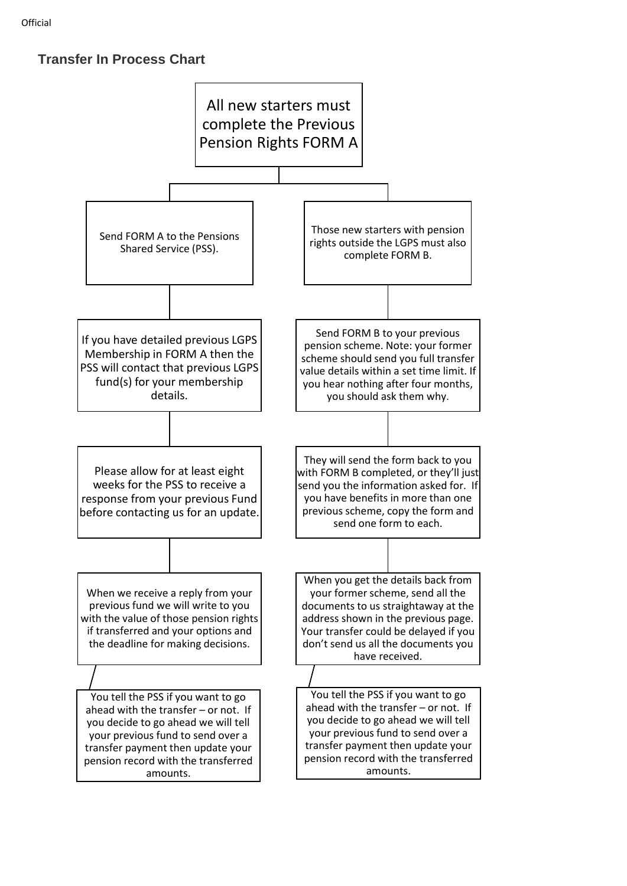## Transfer In Process Chart

All new starters must complete the Previous Pension Rights FORM A

Send FORM A to the Pensions Shared Service (PSS).

If you have detailed previous LGPS Membership in FORM A then the PSS will contact that previous LGPS fund(s) for your membership details.

Please allow for at least eight weeks for the PSS to receive a response from your previous Fund before contacting us for an update.

When we receive a reply from your previous fund we will write to you with the value of those pension rights if transferred and your options and the deadline for making decisions.

You tell the PSS if you want to go ahead with the transfer – or not. If you decide to go ahead we will tell your previous fund to send over a transfer payment then update your pension record with the transferred amounts.

Those new starters with pension rights outside the LGPS must also complete FORM B.

Send FORM B to your previous pension scheme. Note: your former scheme should send you full transfer value details within a set time limit. If you hear nothing after four months, you should ask them why.

They will send the form back to you with FORM B completed, or they'll just send you the information asked for. If you have benefits in more than one previous scheme, copy the form and send one form to each.

When you get the details back from your former scheme, send all the documents to us straightaway at the address shown in the previous page. Your transfer could be delayed if you don't send us all the documents you have received.

You tell the PSS if you want to go ahead with the transfer – or not. If you decide to go ahead we will tell your previous fund to send over a transfer payment then update your pension record with the transferred amounts.